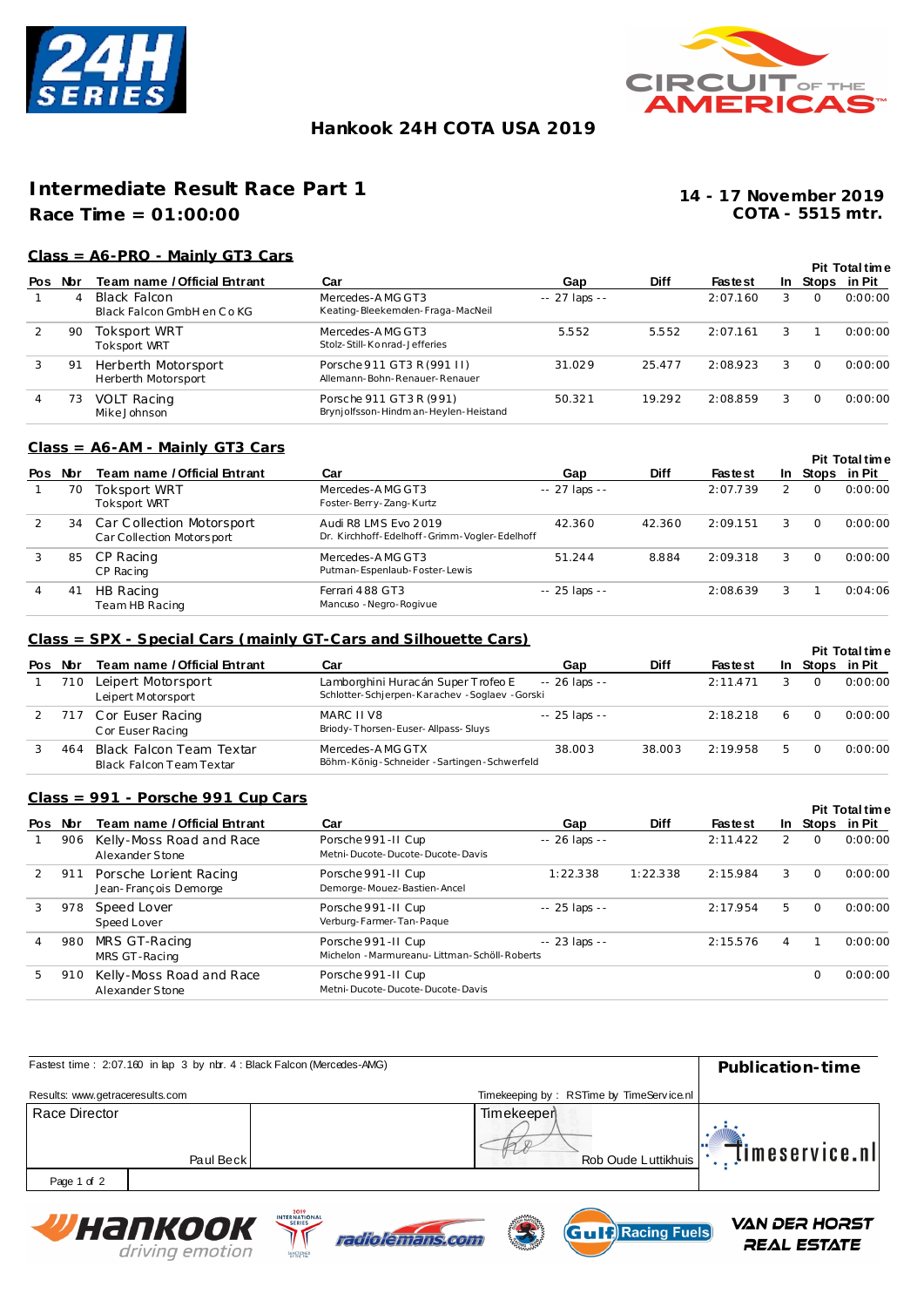## Hankook 24H COTA USA 2019

# Intermediate Result Race Part 1

**Race Time = 01:00:00**

**14 - 17 November 2019**
**COTA - 5515 mtr.**

### Class = A6-PRO - Mainly GT3 Cars

| Pos | Nbr | Team name / Official Entrant | Car | Gap | Diff | Fastest | In | Pit Stops | Total time in Pit |
|---|---|---|---|---|---|---|---|---|---|
| 1 | 4 | Black Falcon<br>Black Falcon GmbH en Co KG | Mercedes-AMG GT3<br>Keating-Bleekemolen-Fraga-MacNeil | -- 27 laps -- | | 2:07.160 | 3 | 0 | 0:00:00 |
| 2 | 90 | Toksport WRT<br>Toksport WRT | Mercedes-AMG GT3<br>Stolz-Still-Konrad-Jefferies | 5.552 | 5.552 | 2:07.161 | 3 | 1 | 0:00:00 |
| 3 | 91 | Herberth Motorsport<br>Herberth Motorsport | Porsche 911 GT3 R (991 II)<br>Allemann-Bohn-Renauer-Renauer | 31.029 | 25.477 | 2:08.923 | 3 | 0 | 0:00:00 |
| 4 | 73 | VOLT Racing<br>Mike Johnson | Porsche 911 GT3 R (991)<br>Brynjolfsson-Hindman-Heylen-Heistand | 50.321 | 19.292 | 2:08.859 | 3 | 0 | 0:00:00 |

### Class = A6-AM - Mainly GT3 Cars

| Pos | Nbr | Team name / Official Entrant | Car | Gap | Diff | Fastest | In | Pit Stops | Total time in Pit |
|---|---|---|---|---|---|---|---|---|---|
| 1 | 70 | Toksport WRT<br>Toksport WRT | Mercedes-AMG GT3<br>Foster-Berry-Zang-Kurtz | -- 27 laps -- | | 2:07.739 | 2 | 0 | 0:00:00 |
| 2 | 34 | Car Collection Motorsport<br>Car Collection Motorsport | Audi R8 LMS Evo 2019<br>Dr. Kirchhoff-Edelhoff-Grimm-Vogler-Edelhoff | 42.360 | 42.360 | 2:09.151 | 3 | 0 | 0:00:00 |
| 3 | 85 | CP Racing<br>CP Racing | Mercedes-AMG GT3<br>Putman-Espenlaub-Foster-Lewis | 51.244 | 8.884 | 2:09.318 | 3 | 0 | 0:00:00 |
| 4 | 41 | HB Racing<br>Team HB Racing | Ferrari 488 GT3<br>Mancuso-Negro-Rogivue | -- 25 laps -- | | 2:08.639 | 3 | 1 | 0:04:06 |

### Class = SPX - Special Cars (mainly GT-Cars and Silhouette Cars)

| Pos | Nbr | Team name / Official Entrant | Car | Gap | Diff | Fastest | In | Pit Stops | Total time in Pit |
|---|---|---|---|---|---|---|---|---|---|
| 1 | 710 | Leipert Motorsport<br>Leipert Motorsport | Lamborghini Huracán Super Trofeo E<br>Schlotter-Schjerpen-Karachev-Soglaev-Gorski | -- 26 laps -- | | 2:11.471 | 3 | 0 | 0:00:00 |
| 2 | 717 | Cor Euser Racing<br>Cor Euser Racing | MARC II V8<br>Briody-Thorsen-Euser-Allpass-Sluys | -- 25 laps -- | | 2:18.218 | 6 | 0 | 0:00:00 |
| 3 | 464 | Black Falcon Team Textar<br>Black Falcon Team Textar | Mercedes-AMG GTX<br>Böhm-König-Schneider-Sartingen-Schwerfeld | 38.003 | 38.003 | 2:19.958 | 5 | 0 | 0:00:00 |

### Class = 991 - Porsche 991 Cup Cars

| Pos | Nbr | Team name / Official Entrant | Car | Gap | Diff | Fastest | In | Pit Stops | Total time in Pit |
|---|---|---|---|---|---|---|---|---|---|
| 1 | 906 | Kelly-Moss Road and Race<br>Alexander Stone | Porsche 991-II Cup<br>Metni-Ducote-Ducote-Ducote-Davis | -- 26 laps -- | | 2:11.422 | 2 | 0 | 0:00:00 |
| 2 | 911 | Porsche Lorient Racing<br>Jean-François Demorge | Porsche 991-II Cup<br>Demorge-Mouez-Bastien-Ancel | 1:22.338 | 1:22.338 | 2:15.984 | 3 | 0 | 0:00:00 |
| 3 | 978 | Speed Lover<br>Speed Lover | Porsche 991-II Cup<br>Verburg-Farmer-Tan-Paque | -- 25 laps -- | | 2:17.954 | 5 | 0 | 0:00:00 |
| 4 | 980 | MRS GT-Racing<br>MRS GT-Racing | Porsche 991-II Cup<br>Michelon-Marmureanu-Littman-Schöll-Roberts | -- 23 laps -- | | 2:15.576 | 4 | 1 | 0:00:00 |
| 5 | 910 | Kelly-Moss Road and Race<br>Alexander Stone | Porsche 991-II Cup<br>Metni-Ducote-Ducote-Ducote-Davis | | | | | 0 | 0:00:00 |

Fastest time : 2:07.160 in lap 3 by nbr. 4 : Black Falcon (Mercedes-AMG)

**Publication-time**

Results: www.getraceresults.com

Timekeeping by : RSTime by TimeService.nl

| Race Director | Timekeeper |
|---|---|
| Paul Beck | Rob Oude Luttikhuis |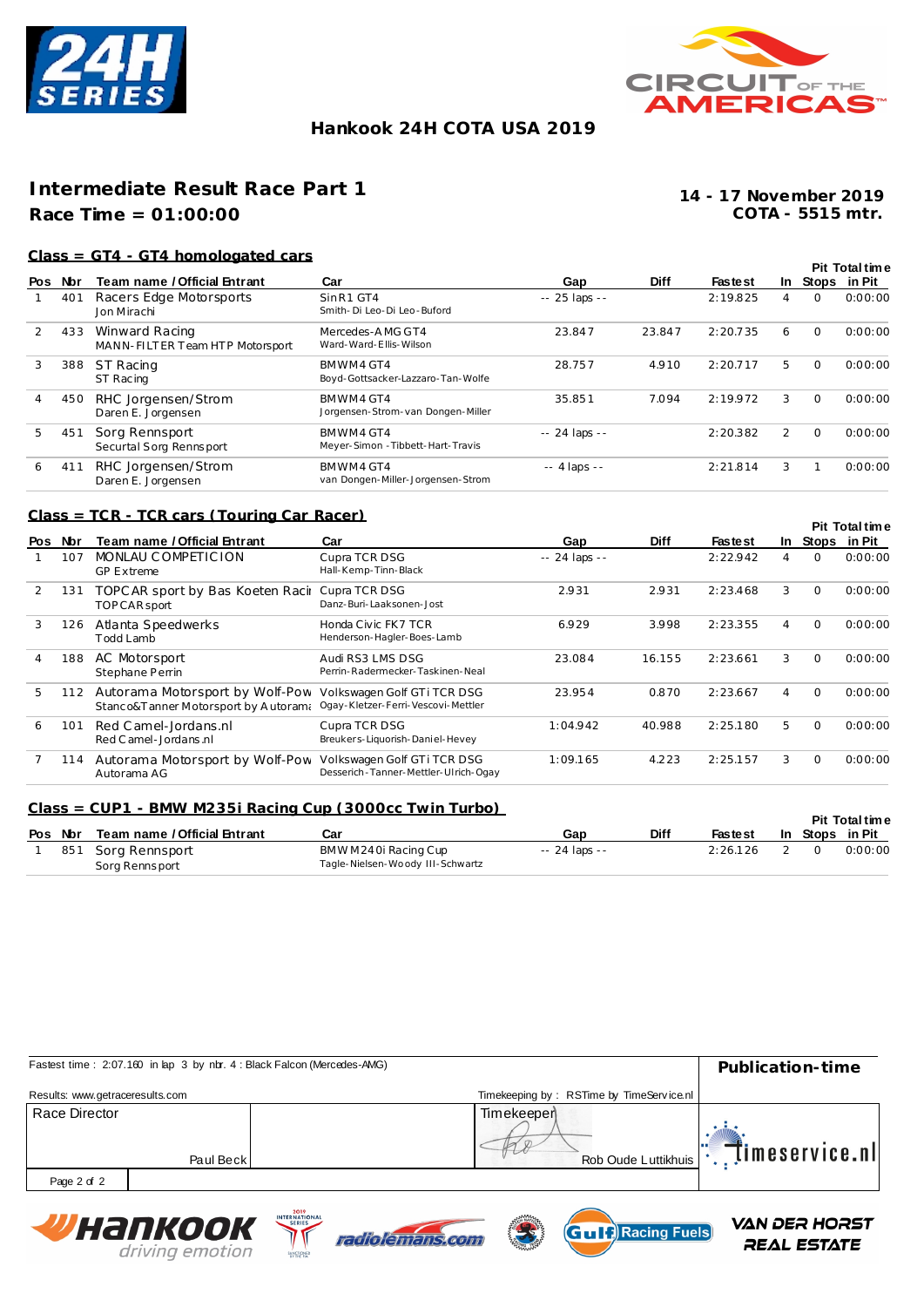## Hankook 24H COTA USA 2019

# Intermediate Result Race Part 1

**Race Time = 01:00:00**

**14 - 17 November 2019**
**COTA - 5515 mtr.**

### Class = GT4 - GT4 homologated cars

| Pos | Nbr | Team name / Official Entrant | Car | Gap | Diff | Fastest | In | Pit Stops | Total time in Pit |
|---|---|---|---|---|---|---|---|---|---|
| 1 | 401 | Racers Edge Motorsports<br>Jon Mirachi | Sin R1 GT4<br>Smith-Di Leo-Di Leo-Buford | -- 25 laps -- | | 2:19.825 | 4 | 0 | 0:00:00 |
| 2 | 433 | Winward Racing<br>MANN-FILTER Team HTP Motorsport | Mercedes-AMG GT4<br>Ward-Ward-Ellis-Wilson | 23.847 | 23.847 | 2:20.735 | 6 | 0 | 0:00:00 |
| 3 | 388 | ST Racing<br>ST Racing | BMW M4 GT4<br>Boyd-Gottsacker-Lazzaro-Tan-Wolfe | 28.757 | 4.910 | 2:20.717 | 5 | 0 | 0:00:00 |
| 4 | 450 | RHC Jorgensen/Strom<br>Daren E. Jorgensen | BMW M4 GT4<br>Jorgensen-Strom-van Dongen-Miller | 35.851 | 7.094 | 2:19.972 | 3 | 0 | 0:00:00 |
| 5 | 451 | Sorg Rennsport<br>Securtal Sorg Rennsport | BMW M4 GT4<br>Meyer-Simon -Tibbett-Hart-Travis | -- 24 laps -- | | 2:20.382 | 2 | 0 | 0:00:00 |
| 6 | 411 | RHC Jorgensen/Strom<br>Daren E. Jorgensen | BMW M4 GT4<br>van Dongen-Miller-Jorgensen-Strom | -- 4 laps -- | | 2:21.814 | 3 | 1 | 0:00:00 |

### Class = TCR - TCR cars (Touring Car Racer)

| Pos | Nbr | Team name / Official Entrant | Car | Gap | Diff | Fastest | In | Pit Stops | Total time in Pit |
|---|---|---|---|---|---|---|---|---|---|
| 1 | 107 | MONLAU COMPETICION<br>GP Extreme | Cupra TCR DSG<br>Hall-Kemp-Tinn-Black | -- 24 laps -- | | 2:22.942 | 4 | 0 | 0:00:00 |
| 2 | 131 | TOPCAR sport by Bas Koeten Raci<br>TOPCAR sport | Cupra TCR DSG<br>Danz-Buri-Laaksonen-Jost | 2.931 | 2.931 | 2:23.468 | 3 | 0 | 0:00:00 |
| 3 | 126 | Atlanta Speedwerks<br>Todd Lamb | Honda Civic FK7 TCR<br>Henderson-Hagler-Boes-Lamb | 6.929 | 3.998 | 2:23.355 | 4 | 0 | 0:00:00 |
| 4 | 188 | AC Motorsport<br>Stephane Perrin | Audi RS3 LMS DSG<br>Perrin-Radermecker-Taskinen-Neal | 23.084 | 16.155 | 2:23.661 | 3 | 0 | 0:00:00 |
| 5 | 112 | Autorama Motorsport by Wolf-Pow<br>Stanco&Tanner Motorsport by Autorama | Volkswagen Golf GTi TCR DSG<br>Ogay-Kletzer-Ferri-Vescovi-Mettler | 23.954 | 0.870 | 2:23.667 | 4 | 0 | 0:00:00 |
| 6 | 101 | Red Camel-Jordans.nl<br>Red Camel-Jordans.nl | Cupra TCR DSG<br>Breukers-Liquorish-Daniel-Hevey | 1:04.942 | 40.988 | 2:25.180 | 5 | 0 | 0:00:00 |
| 7 | 114 | Autorama Motorsport by Wolf-Pow<br>Autorama AG | Volkswagen Golf GTi TCR DSG<br>Desserich-Tanner-Mettler-Ulrich-Ogay | 1:09.165 | 4.223 | 2:25.157 | 3 | 0 | 0:00:00 |

### Class = CUP1 - BMW M235i Racing Cup (3000cc Twin Turbo)

| Pos | Nbr | Team name / Official Entrant | Car | Gap | Diff | Fastest | In | Pit Stops | Total time in Pit |
|---|---|---|---|---|---|---|---|---|---|
| 1 | 851 | Sorg Rennsport<br>Sorg Rennsport | BMW M240i Racing Cup<br>Tagle-Nielsen-Woody III-Schwartz | -- 24 laps -- | | 2:26.126 | 2 | 0 | 0:00:00 |

Fastest time : 2:07.160 in lap 3 by nbr. 4 : Black Falcon (Mercedes-AMG)

**Publication-time**

Results: www.getraceresults.com

Timekeeping by : RSTime by TimeService.nl

Race Director: Paul Beck

Timekeeper: Rob Oude Luttikhuis